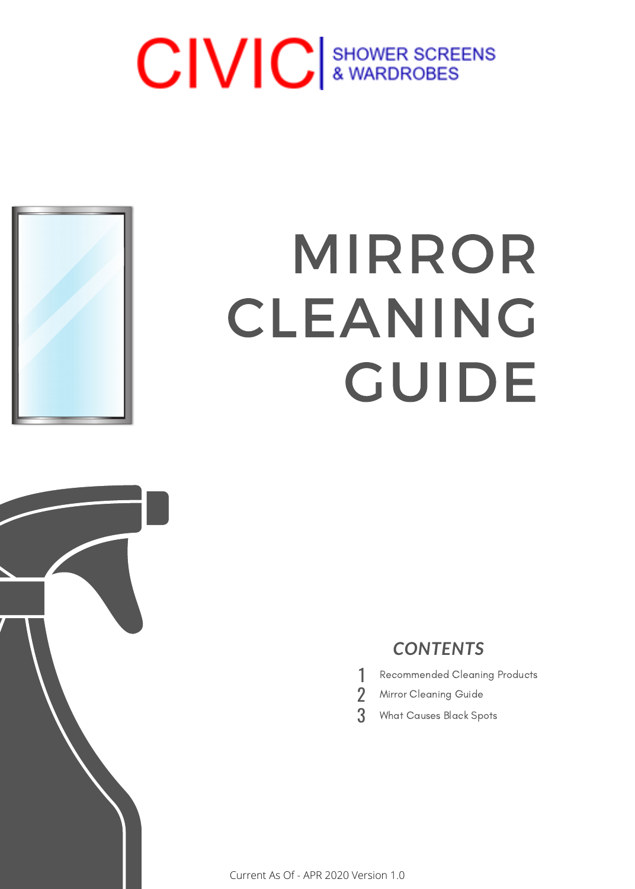CIVIC | SHOWER SCREENS & WARDROBES

# MIRROR CLEANING GUIDE

## *CONTENTS*

1. Recommended Cleaning Products
2. Mirror Cleaning Guide
3. What Causes Black Spots

Current As Of - APR 2020 Version 1.0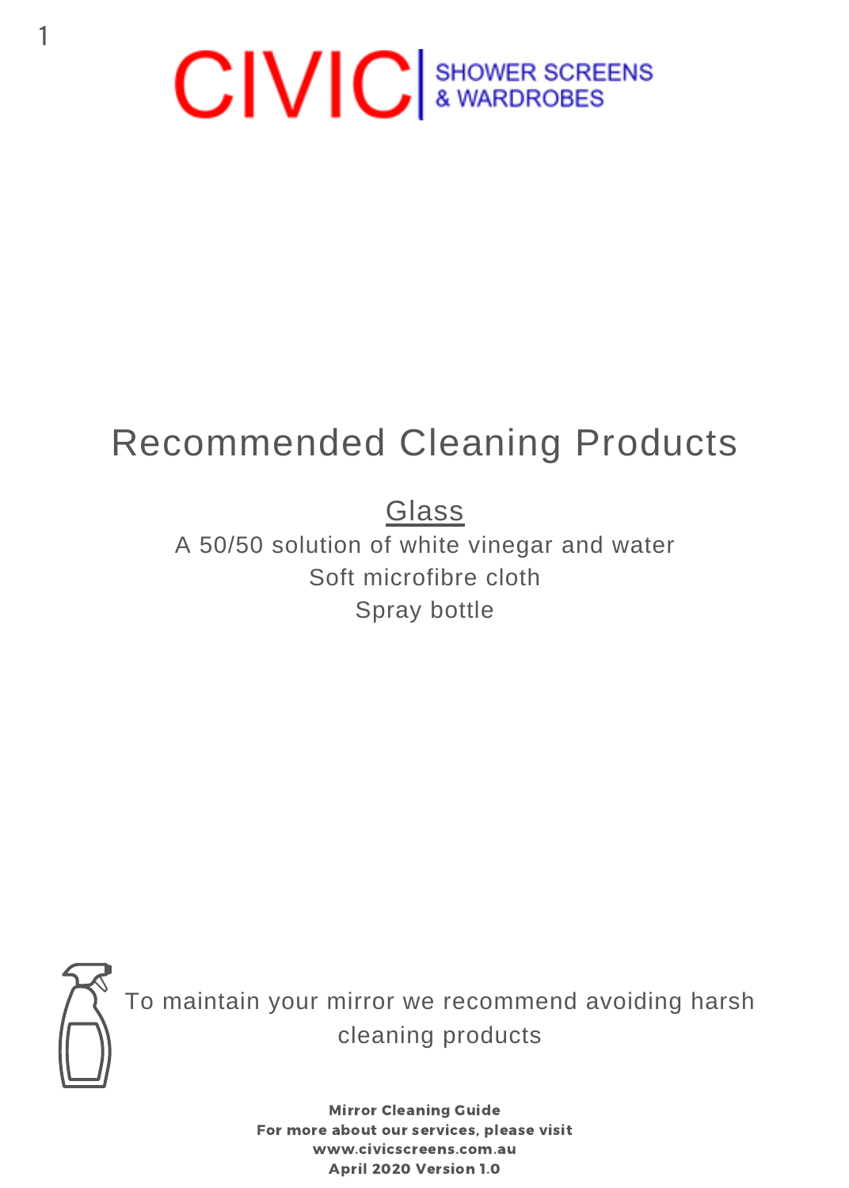CIVIC | SHOWER SCREENS & WARDROBES

# Recommended Cleaning Products

## Glass

A 50/50 solution of white vinegar and water
Soft microfibre cloth
Spray bottle

To maintain your mirror we recommend avoiding harsh cleaning products

**Mirror Cleaning Guide**
**For more about our services, please visit**
**www.civicscreens.com.au**
**April 2020 Version 1.0**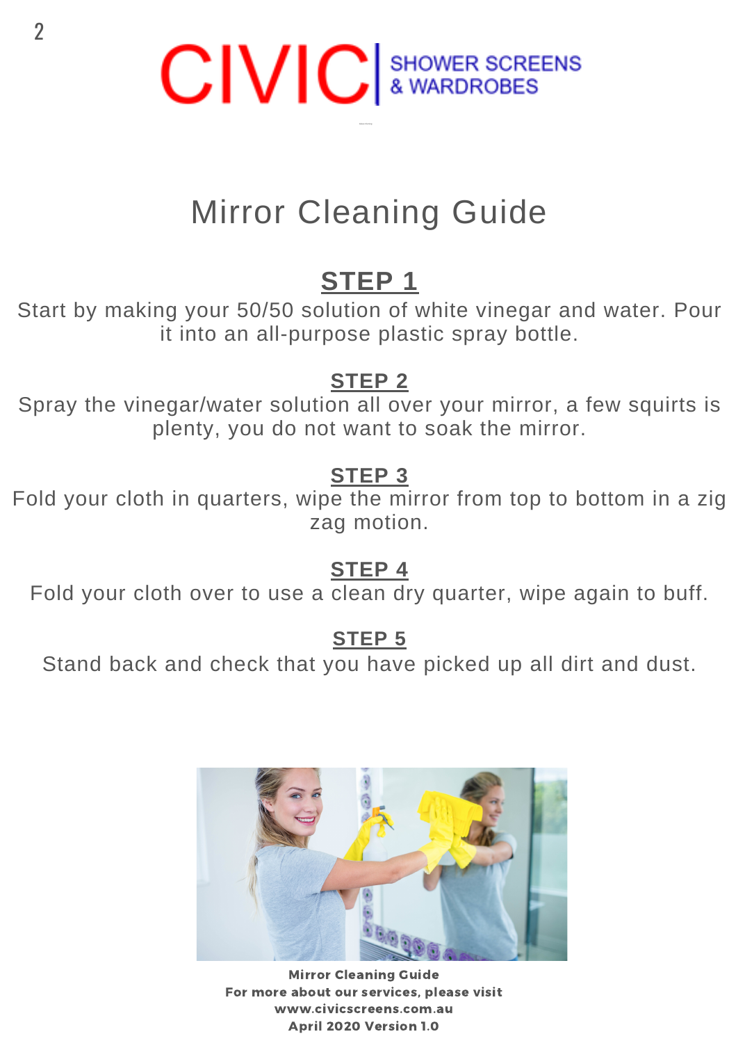CIVIC | SHOWER SCREENS & WARDROBES

# Mirror Cleaning Guide

## STEP 1

Start by making your 50/50 solution of white vinegar and water. Pour it into an all-purpose plastic spray bottle.

## STEP 2

Spray the vinegar/water solution all over your mirror, a few squirts is plenty, you do not want to soak the mirror.

## STEP 3

Fold your cloth in quarters, wipe the mirror from top to bottom in a zig zag motion.

## STEP 4

Fold your cloth over to use a clean dry quarter, wipe again to buff.

## STEP 5

Stand back and check that you have picked up all dirt and dust.

**Mirror Cleaning Guide**
**For more about our services, please visit**
**www.civicscreens.com.au**
**April 2020 Version 1.0**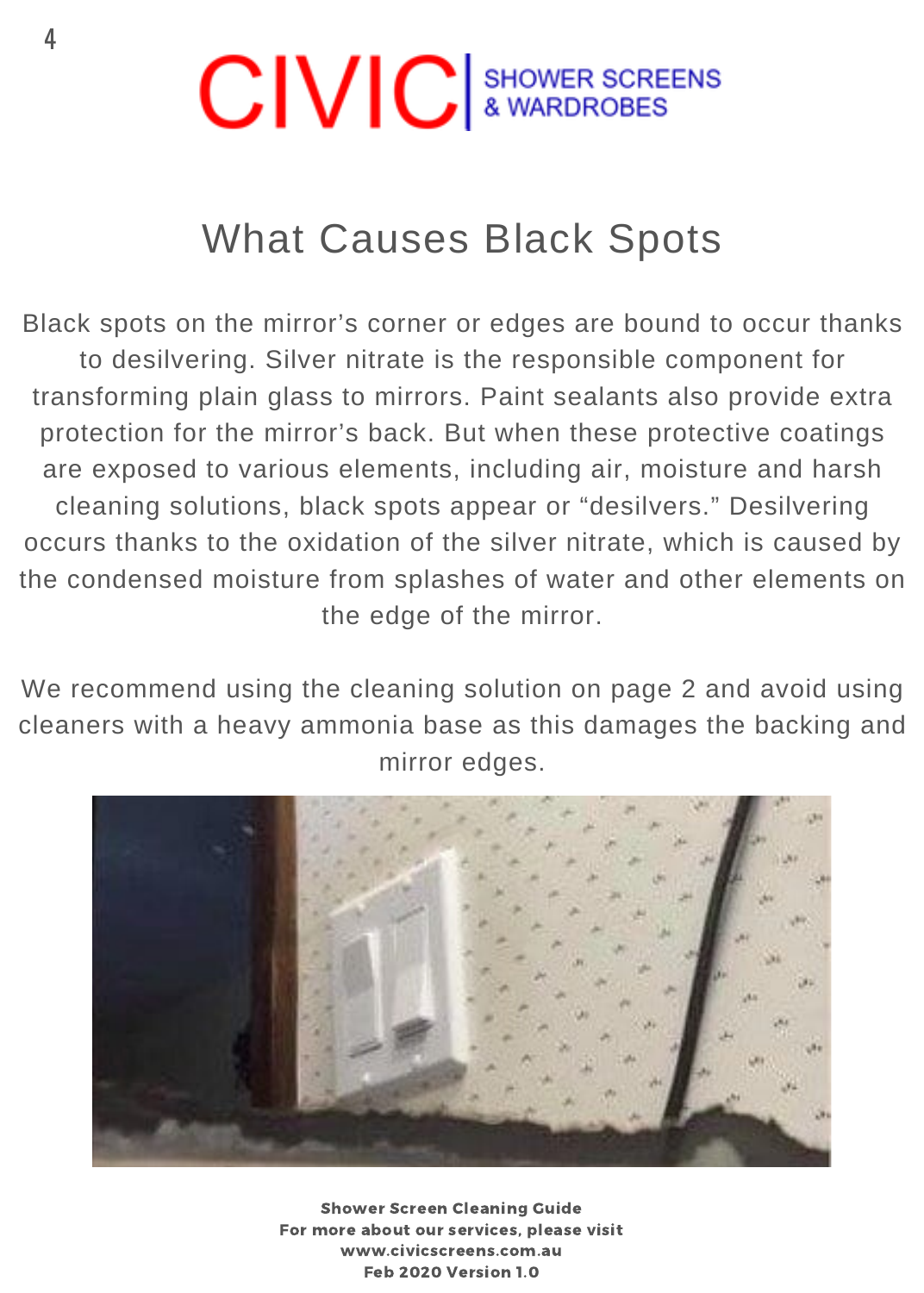CIVIC | SHOWER SCREENS & WARDROBES

# What Causes Black Spots

Black spots on the mirror's corner or edges are bound to occur thanks to desilvering. Silver nitrate is the responsible component for transforming plain glass to mirrors. Paint sealants also provide extra protection for the mirror's back. But when these protective coatings are exposed to various elements, including air, moisture and harsh cleaning solutions, black spots appear or "desilvers." Desilvering occurs thanks to the oxidation of the silver nitrate, which is caused by the condensed moisture from splashes of water and other elements on the edge of the mirror.

We recommend using the cleaning solution on page 2 and avoid using cleaners with a heavy ammonia base as this damages the backing and mirror edges.

**Shower Screen Cleaning Guide**
**For more about our services, please visit**
**www.civicscreens.com.au**
**Feb 2020 Version 1.0**